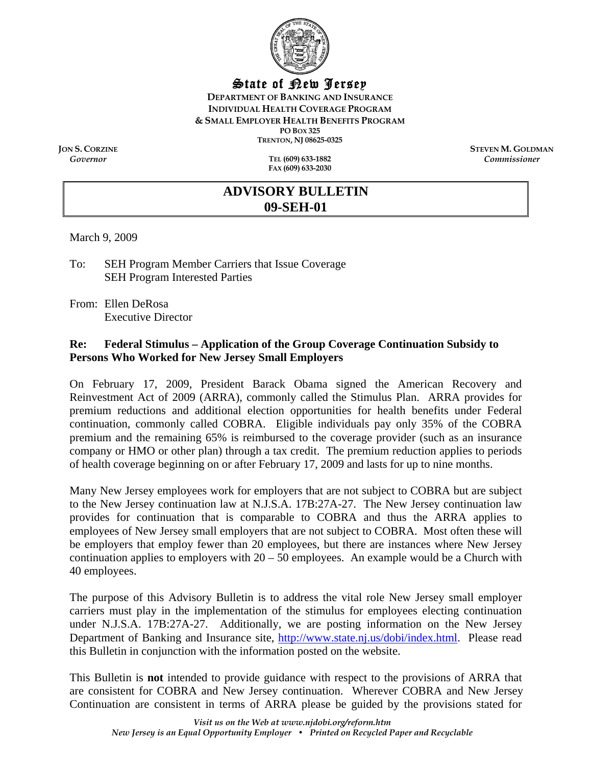# State of New Jersey

**DEPARTMENT OF BANKING AND INSURANCE**
**INDIVIDUAL HEALTH COVERAGE PROGRAM**
**& SMALL EMPLOYER HEALTH BENEFITS PROGRAM**
**PO BOX 325**
**TRENTON, NJ 08625-0325**

**JON S. CORZINE**
*Governor*

TEL (609) 633-1882
FAX (609) 633-2030

**STEVEN M. GOLDMAN**
*Commissioner*

## ADVISORY BULLETIN
## 09-SEH-01

March 9, 2009

To: SEH Program Member Carriers that Issue Coverage
SEH Program Interested Parties

From: Ellen DeRosa
Executive Director

**Re: Federal Stimulus – Application of the Group Coverage Continuation Subsidy to Persons Who Worked for New Jersey Small Employers**

On February 17, 2009, President Barack Obama signed the American Recovery and Reinvestment Act of 2009 (ARRA), commonly called the Stimulus Plan. ARRA provides for premium reductions and additional election opportunities for health benefits under Federal continuation, commonly called COBRA. Eligible individuals pay only 35% of the COBRA premium and the remaining 65% is reimbursed to the coverage provider (such as an insurance company or HMO or other plan) through a tax credit. The premium reduction applies to periods of health coverage beginning on or after February 17, 2009 and lasts for up to nine months.

Many New Jersey employees work for employers that are not subject to COBRA but are subject to the New Jersey continuation law at N.J.S.A. 17B:27A-27. The New Jersey continuation law provides for continuation that is comparable to COBRA and thus the ARRA applies to employees of New Jersey small employers that are not subject to COBRA. Most often these will be employers that employ fewer than 20 employees, but there are instances where New Jersey continuation applies to employers with 20 – 50 employees. An example would be a Church with 40 employees.

The purpose of this Advisory Bulletin is to address the vital role New Jersey small employer carriers must play in the implementation of the stimulus for employees electing continuation under N.J.S.A. 17B:27A-27. Additionally, we are posting information on the New Jersey Department of Banking and Insurance site, http://www.state.nj.us/dobi/index.html. Please read this Bulletin in conjunction with the information posted on the website.

This Bulletin is **not** intended to provide guidance with respect to the provisions of ARRA that are consistent for COBRA and New Jersey continuation. Wherever COBRA and New Jersey Continuation are consistent in terms of ARRA please be guided by the provisions stated for

*Visit us on the Web at www.njdobi.org/reform.htm*
*New Jersey is an Equal Opportunity Employer • Printed on Recycled Paper and Recyclable*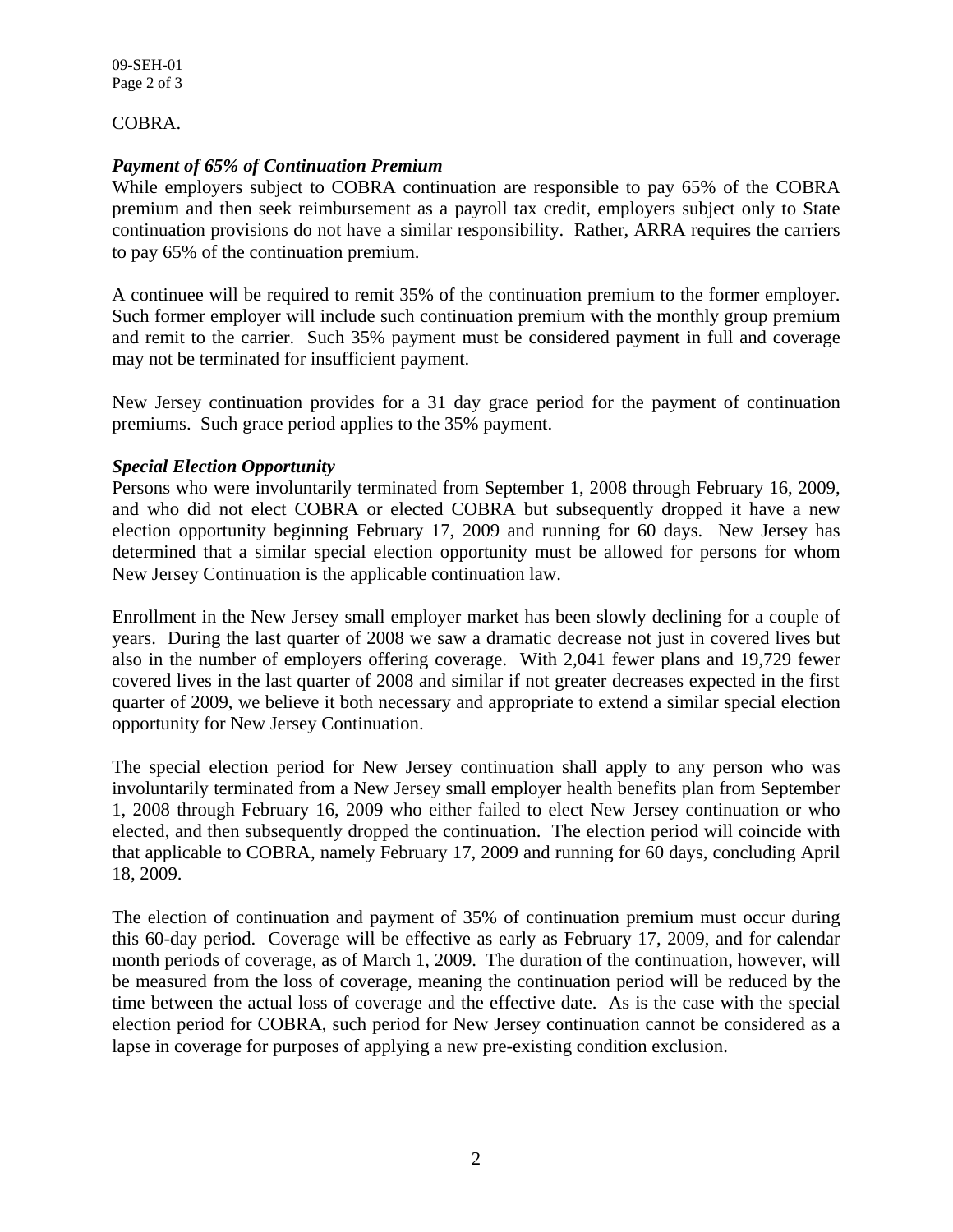COBRA.

***Payment of 65% of Continuation Premium***

While employers subject to COBRA continuation are responsible to pay 65% of the COBRA premium and then seek reimbursement as a payroll tax credit, employers subject only to State continuation provisions do not have a similar responsibility. Rather, ARRA requires the carriers to pay 65% of the continuation premium.

A continuee will be required to remit 35% of the continuation premium to the former employer. Such former employer will include such continuation premium with the monthly group premium and remit to the carrier. Such 35% payment must be considered payment in full and coverage may not be terminated for insufficient payment.

New Jersey continuation provides for a 31 day grace period for the payment of continuation premiums. Such grace period applies to the 35% payment.

***Special Election Opportunity***

Persons who were involuntarily terminated from September 1, 2008 through February 16, 2009, and who did not elect COBRA or elected COBRA but subsequently dropped it have a new election opportunity beginning February 17, 2009 and running for 60 days. New Jersey has determined that a similar special election opportunity must be allowed for persons for whom New Jersey Continuation is the applicable continuation law.

Enrollment in the New Jersey small employer market has been slowly declining for a couple of years. During the last quarter of 2008 we saw a dramatic decrease not just in covered lives but also in the number of employers offering coverage. With 2,041 fewer plans and 19,729 fewer covered lives in the last quarter of 2008 and similar if not greater decreases expected in the first quarter of 2009, we believe it both necessary and appropriate to extend a similar special election opportunity for New Jersey Continuation.

The special election period for New Jersey continuation shall apply to any person who was involuntarily terminated from a New Jersey small employer health benefits plan from September 1, 2008 through February 16, 2009 who either failed to elect New Jersey continuation or who elected, and then subsequently dropped the continuation. The election period will coincide with that applicable to COBRA, namely February 17, 2009 and running for 60 days, concluding April 18, 2009.

The election of continuation and payment of 35% of continuation premium must occur during this 60-day period. Coverage will be effective as early as February 17, 2009, and for calendar month periods of coverage, as of March 1, 2009. The duration of the continuation, however, will be measured from the loss of coverage, meaning the continuation period will be reduced by the time between the actual loss of coverage and the effective date. As is the case with the special election period for COBRA, such period for New Jersey continuation cannot be considered as a lapse in coverage for purposes of applying a new pre-existing condition exclusion.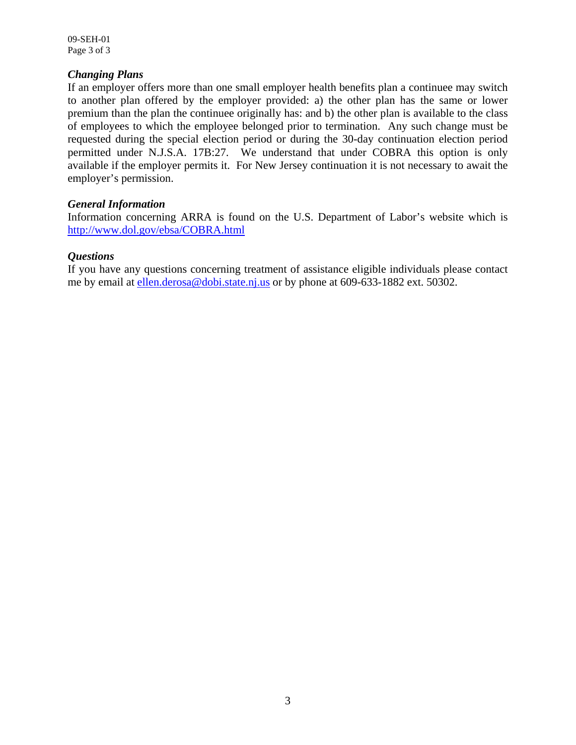### *Changing Plans*

If an employer offers more than one small employer health benefits plan a continuee may switch to another plan offered by the employer provided: a) the other plan has the same or lower premium than the plan the continuee originally has: and b) the other plan is available to the class of employees to which the employee belonged prior to termination. Any such change must be requested during the special election period or during the 30-day continuation election period permitted under N.J.S.A. 17B:27. We understand that under COBRA this option is only available if the employer permits it. For New Jersey continuation it is not necessary to await the employer's permission.

### *General Information*

Information concerning ARRA is found on the U.S. Department of Labor's website which is http://www.dol.gov/ebsa/COBRA.html

### *Questions*

If you have any questions concerning treatment of assistance eligible individuals please contact me by email at ellen.derosa@dobi.state.nj.us or by phone at 609-633-1882 ext. 50302.